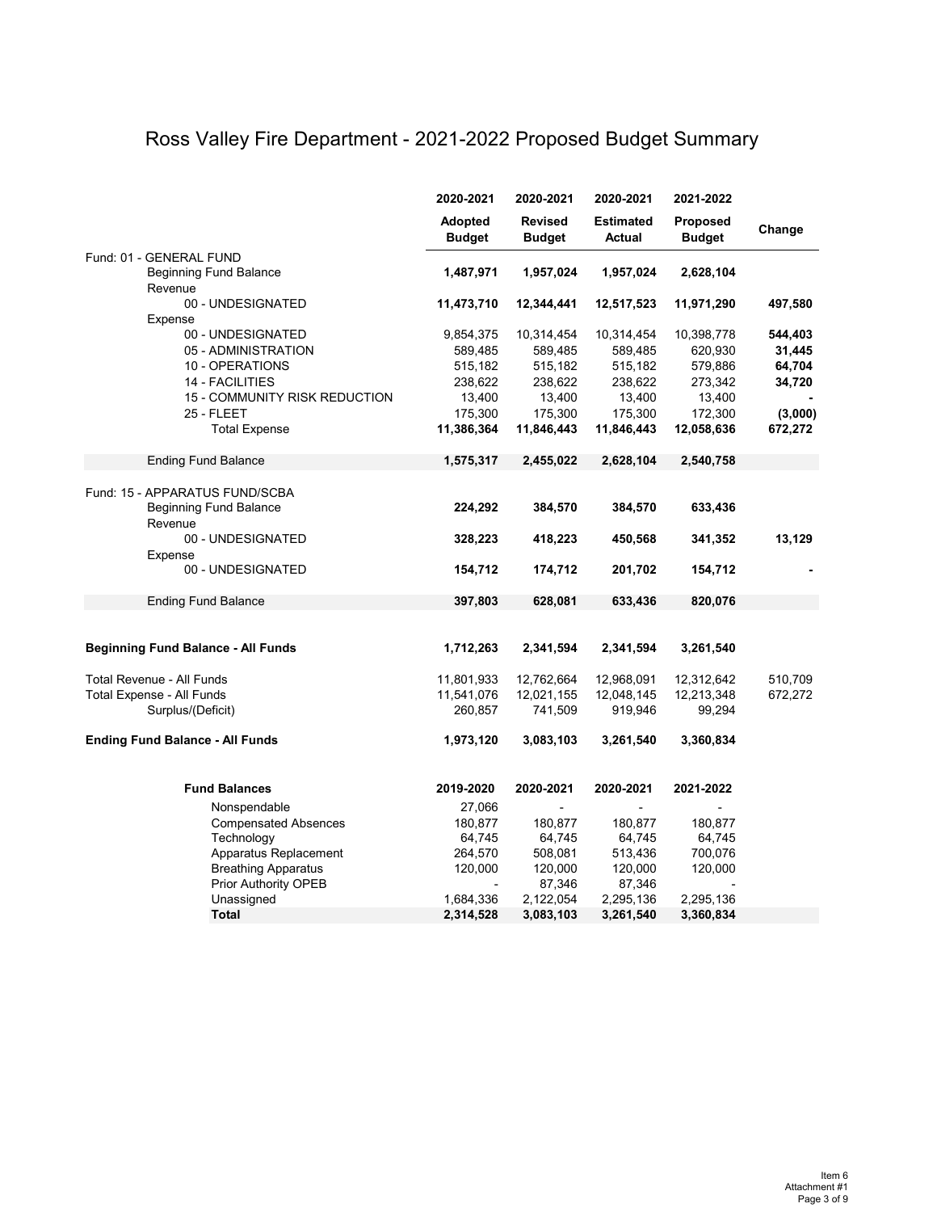# Ross Valley Fire Department - 2021-2022 Proposed Budget Summary

| | 2020-2021 Adopted Budget | 2020-2021 Revised Budget | 2020-2021 Estimated Actual | 2021-2022 Proposed Budget | Change |
|---|---|---|---|---|---|
| Fund: 01 - GENERAL FUND | | | | | |
| Beginning Fund Balance | **1,487,971** | **1,957,024** | **1,957,024** | **2,628,104** | |
| Revenue | | | | | |
| 00 - UNDESIGNATED | **11,473,710** | **12,344,441** | **12,517,523** | **11,971,290** | **497,580** |
| Expense | | | | | |
| 00 - UNDESIGNATED | 9,854,375 | 10,314,454 | 10,314,454 | 10,398,778 | **544,403** |
| 05 - ADMINISTRATION | 589,485 | 589,485 | 589,485 | 620,930 | **31,445** |
| 10 - OPERATIONS | 515,182 | 515,182 | 515,182 | 579,886 | **64,704** |
| 14 - FACILITIES | 238,622 | 238,622 | 238,622 | 273,342 | **34,720** |
| 15 - COMMUNITY RISK REDUCTION | 13,400 | 13,400 | 13,400 | 13,400 | **-** |
| 25 - FLEET | 175,300 | 175,300 | 175,300 | 172,300 | **(3,000)** |
| Total Expense | **11,386,364** | **11,846,443** | **11,846,443** | **12,058,636** | **672,272** |
| Ending Fund Balance | **1,575,317** | **2,455,022** | **2,628,104** | **2,540,758** | |
| Fund: 15 - APPARATUS FUND/SCBA | | | | | |
| Beginning Fund Balance | **224,292** | **384,570** | **384,570** | **633,436** | |
| Revenue | | | | | |
| 00 - UNDESIGNATED | **328,223** | **418,223** | **450,568** | **341,352** | **13,129** |
| Expense | | | | | |
| 00 - UNDESIGNATED | **154,712** | **174,712** | **201,702** | **154,712** | **-** |
| Ending Fund Balance | **397,803** | **628,081** | **633,436** | **820,076** | |
| **Beginning Fund Balance - All Funds** | **1,712,263** | **2,341,594** | **2,341,594** | **3,261,540** | |
| Total Revenue - All Funds | 11,801,933 | 12,762,664 | 12,968,091 | 12,312,642 | 510,709 |
| Total Expense - All Funds | 11,541,076 | 12,021,155 | 12,048,145 | 12,213,348 | 672,272 |
| Surplus/(Deficit) | 260,857 | 741,509 | 919,946 | 99,294 | |
| **Ending Fund Balance - All Funds** | **1,973,120** | **3,083,103** | **3,261,540** | **3,360,834** | |

| **Fund Balances** | **2019-2020** | **2020-2021** | **2020-2021** | **2021-2022** |
|---|---|---|---|---|
| Nonspendable | 27,066 | - | - | - |
| Compensated Absences | 180,877 | 180,877 | 180,877 | 180,877 |
| Technology | 64,745 | 64,745 | 64,745 | 64,745 |
| Apparatus Replacement | 264,570 | 508,081 | 513,436 | 700,076 |
| Breathing Apparatus | 120,000 | 120,000 | 120,000 | 120,000 |
| Prior Authority OPEB | - | 87,346 | 87,346 | - |
| Unassigned | 1,684,336 | 2,122,054 | 2,295,136 | 2,295,136 |
| **Total** | **2,314,528** | **3,083,103** | **3,261,540** | **3,360,834** |

Item 6
Attachment #1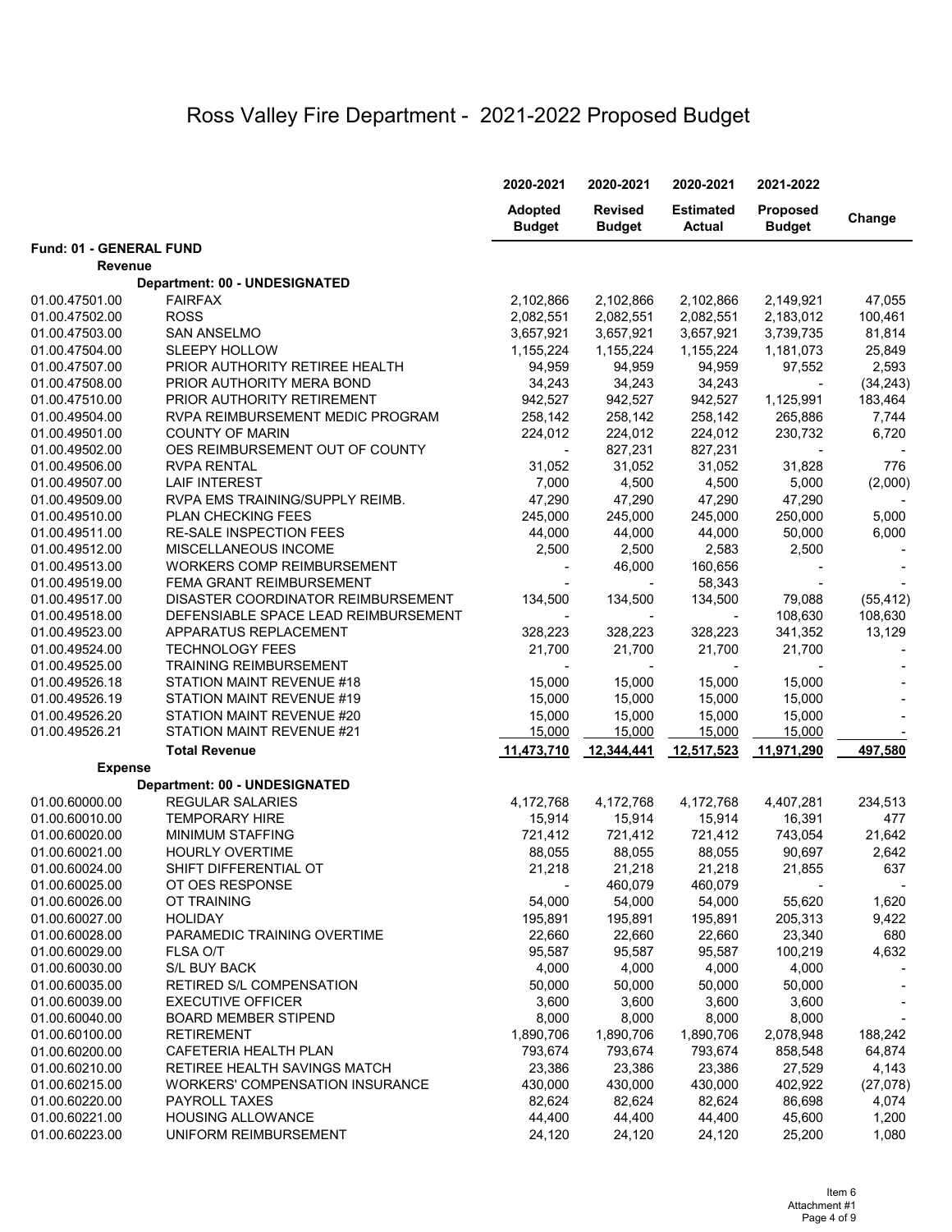# Ross Valley Fire Department - 2021-2022 Proposed Budget

| | | 2020-2021 Adopted Budget | 2020-2021 Revised Budget | 2020-2021 Estimated Actual | 2021-2022 Proposed Budget | Change |
|---|---|---|---|---|---|---|
| **Fund: 01 - GENERAL FUND** | | | | | | |
| **Revenue** | | | | | | |
| | **Department: 00 - UNDESIGNATED** | | | | | |
| 01.00.47501.00 | FAIRFAX | 2,102,866 | 2,102,866 | 2,102,866 | 2,149,921 | 47,055 |
| 01.00.47502.00 | ROSS | 2,082,551 | 2,082,551 | 2,082,551 | 2,183,012 | 100,461 |
| 01.00.47503.00 | SAN ANSELMO | 3,657,921 | 3,657,921 | 3,657,921 | 3,739,735 | 81,814 |
| 01.00.47504.00 | SLEEPY HOLLOW | 1,155,224 | 1,155,224 | 1,155,224 | 1,181,073 | 25,849 |
| 01.00.47507.00 | PRIOR AUTHORITY RETIREE HEALTH | 94,959 | 94,959 | 94,959 | 97,552 | 2,593 |
| 01.00.47508.00 | PRIOR AUTHORITY MERA BOND | 34,243 | 34,243 | 34,243 | - | (34,243) |
| 01.00.47510.00 | PRIOR AUTHORITY RETIREMENT | 942,527 | 942,527 | 942,527 | 1,125,991 | 183,464 |
| 01.00.49504.00 | RVPA REIMBURSEMENT MEDIC PROGRAM | 258,142 | 258,142 | 258,142 | 265,886 | 7,744 |
| 01.00.49501.00 | COUNTY OF MARIN | 224,012 | 224,012 | 224,012 | 230,732 | 6,720 |
| 01.00.49502.00 | OES REIMBURSEMENT OUT OF COUNTY | - | 827,231 | 827,231 | - | - |
| 01.00.49506.00 | RVPA RENTAL | 31,052 | 31,052 | 31,052 | 31,828 | 776 |
| 01.00.49507.00 | LAIF INTEREST | 7,000 | 4,500 | 4,500 | 5,000 | (2,000) |
| 01.00.49509.00 | RVPA EMS TRAINING/SUPPLY REIMB. | 47,290 | 47,290 | 47,290 | 47,290 | - |
| 01.00.49510.00 | PLAN CHECKING FEES | 245,000 | 245,000 | 245,000 | 250,000 | 5,000 |
| 01.00.49511.00 | RE-SALE INSPECTION FEES | 44,000 | 44,000 | 44,000 | 50,000 | 6,000 |
| 01.00.49512.00 | MISCELLANEOUS INCOME | 2,500 | 2,500 | 2,583 | 2,500 | - |
| 01.00.49513.00 | WORKERS COMP REIMBURSEMENT | - | 46,000 | 160,656 | - | - |
| 01.00.49519.00 | FEMA GRANT REIMBURSEMENT | - | - | 58,343 | - | - |
| 01.00.49517.00 | DISASTER COORDINATOR REIMBURSEMENT | 134,500 | 134,500 | 134,500 | 79,088 | (55,412) |
| 01.00.49518.00 | DEFENSIABLE SPACE LEAD REIMBURSEMENT | - | - | - | 108,630 | 108,630 |
| 01.00.49523.00 | APPARATUS REPLACEMENT | 328,223 | 328,223 | 328,223 | 341,352 | 13,129 |
| 01.00.49524.00 | TECHNOLOGY FEES | 21,700 | 21,700 | 21,700 | 21,700 | - |
| 01.00.49525.00 | TRAINING REIMBURSEMENT | - | - | - | - | - |
| 01.00.49526.18 | STATION MAINT REVENUE #18 | 15,000 | 15,000 | 15,000 | 15,000 | - |
| 01.00.49526.19 | STATION MAINT REVENUE #19 | 15,000 | 15,000 | 15,000 | 15,000 | - |
| 01.00.49526.20 | STATION MAINT REVENUE #20 | 15,000 | 15,000 | 15,000 | 15,000 | - |
| 01.00.49526.21 | STATION MAINT REVENUE #21 | 15,000 | 15,000 | 15,000 | 15,000 | - |
| | **Total Revenue** | **11,473,710** | **12,344,441** | **12,517,523** | **11,971,290** | **497,580** |
| **Expense** | | | | | | |
| | **Department: 00 - UNDESIGNATED** | | | | | |
| 01.00.60000.00 | REGULAR SALARIES | 4,172,768 | 4,172,768 | 4,172,768 | 4,407,281 | 234,513 |
| 01.00.60010.00 | TEMPORARY HIRE | 15,914 | 15,914 | 15,914 | 16,391 | 477 |
| 01.00.60020.00 | MINIMUM STAFFING | 721,412 | 721,412 | 721,412 | 743,054 | 21,642 |
| 01.00.60021.00 | HOURLY OVERTIME | 88,055 | 88,055 | 88,055 | 90,697 | 2,642 |
| 01.00.60024.00 | SHIFT DIFFERENTIAL OT | 21,218 | 21,218 | 21,218 | 21,855 | 637 |
| 01.00.60025.00 | OT OES RESPONSE | - | 460,079 | 460,079 | - | - |
| 01.00.60026.00 | OT TRAINING | 54,000 | 54,000 | 54,000 | 55,620 | 1,620 |
| 01.00.60027.00 | HOLIDAY | 195,891 | 195,891 | 195,891 | 205,313 | 9,422 |
| 01.00.60028.00 | PARAMEDIC TRAINING OVERTIME | 22,660 | 22,660 | 22,660 | 23,340 | 680 |
| 01.00.60029.00 | FLSA O/T | 95,587 | 95,587 | 95,587 | 100,219 | 4,632 |
| 01.00.60030.00 | S/L BUY BACK | 4,000 | 4,000 | 4,000 | 4,000 | - |
| 01.00.60035.00 | RETIRED S/L COMPENSATION | 50,000 | 50,000 | 50,000 | 50,000 | - |
| 01.00.60039.00 | EXECUTIVE OFFICER | 3,600 | 3,600 | 3,600 | 3,600 | - |
| 01.00.60040.00 | BOARD MEMBER STIPEND | 8,000 | 8,000 | 8,000 | 8,000 | - |
| 01.00.60100.00 | RETIREMENT | 1,890,706 | 1,890,706 | 1,890,706 | 2,078,948 | 188,242 |
| 01.00.60200.00 | CAFETERIA HEALTH PLAN | 793,674 | 793,674 | 793,674 | 858,548 | 64,874 |
| 01.00.60210.00 | RETIREE HEALTH SAVINGS MATCH | 23,386 | 23,386 | 23,386 | 27,529 | 4,143 |
| 01.00.60215.00 | WORKERS' COMPENSATION INSURANCE | 430,000 | 430,000 | 430,000 | 402,922 | (27,078) |
| 01.00.60220.00 | PAYROLL TAXES | 82,624 | 82,624 | 82,624 | 86,698 | 4,074 |
| 01.00.60221.00 | HOUSING ALLOWANCE | 44,400 | 44,400 | 44,400 | 45,600 | 1,200 |
| 01.00.60223.00 | UNIFORM REIMBURSEMENT | 24,120 | 24,120 | 24,120 | 25,200 | 1,080 |

Item 6
Attachment #1
Page 4 of 9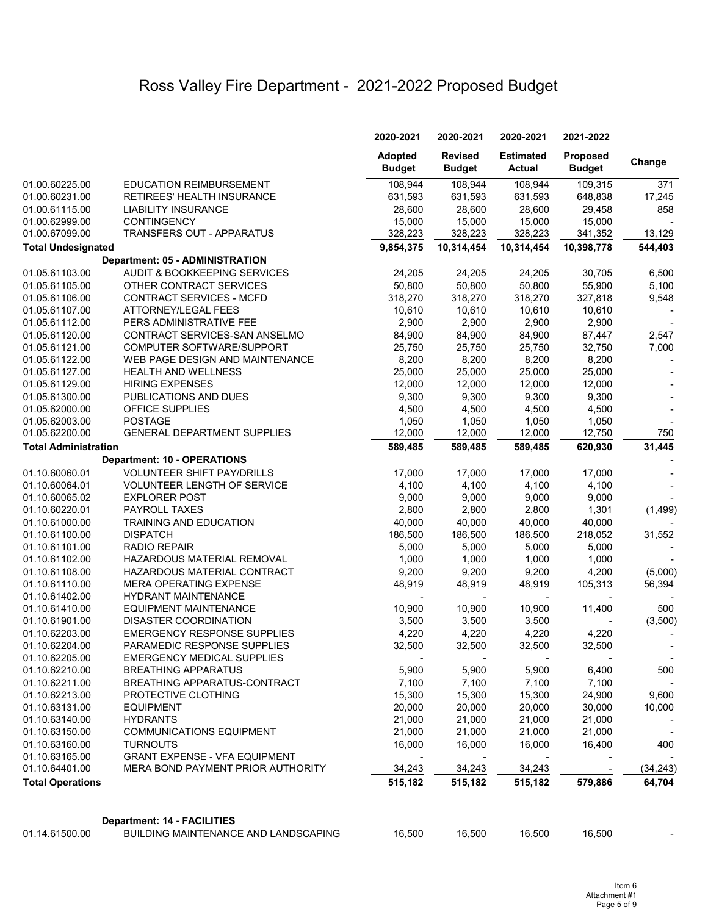# Ross Valley Fire Department - 2021-2022 Proposed Budget

| | | 2020-2021 Adopted Budget | 2020-2021 Revised Budget | 2020-2021 Estimated Actual | 2021-2022 Proposed Budget | Change |
|---|---|---|---|---|---|---|
| 01.00.60225.00 | EDUCATION REIMBURSEMENT | 108,944 | 108,944 | 108,944 | 109,315 | 371 |
| 01.00.60231.00 | RETIREES' HEALTH INSURANCE | 631,593 | 631,593 | 631,593 | 648,838 | 17,245 |
| 01.00.61115.00 | LIABILITY INSURANCE | 28,600 | 28,600 | 28,600 | 29,458 | 858 |
| 01.00.62999.00 | CONTINGENCY | 15,000 | 15,000 | 15,000 | 15,000 | - |
| 01.00.67099.00 | TRANSFERS OUT - APPARATUS | 328,223 | 328,223 | 328,223 | 341,352 | 13,129 |
| **Total Undesignated** | | **9,854,375** | **10,314,454** | **10,314,454** | **10,398,778** | **544,403** |
| | **Department: 05 - ADMINISTRATION** | | | | | |
| 01.05.61103.00 | AUDIT & BOOKKEEPING SERVICES | 24,205 | 24,205 | 24,205 | 30,705 | 6,500 |
| 01.05.61105.00 | OTHER CONTRACT SERVICES | 50,800 | 50,800 | 50,800 | 55,900 | 5,100 |
| 01.05.61106.00 | CONTRACT SERVICES - MCFD | 318,270 | 318,270 | 318,270 | 327,818 | 9,548 |
| 01.05.61107.00 | ATTORNEY/LEGAL FEES | 10,610 | 10,610 | 10,610 | 10,610 | - |
| 01.05.61112.00 | PERS ADMINISTRATIVE FEE | 2,900 | 2,900 | 2,900 | 2,900 | - |
| 01.05.61120.00 | CONTRACT SERVICES-SAN ANSELMO | 84,900 | 84,900 | 84,900 | 87,447 | 2,547 |
| 01.05.61121.00 | COMPUTER SOFTWARE/SUPPORT | 25,750 | 25,750 | 25,750 | 32,750 | 7,000 |
| 01.05.61122.00 | WEB PAGE DESIGN AND MAINTENANCE | 8,200 | 8,200 | 8,200 | 8,200 | - |
| 01.05.61127.00 | HEALTH AND WELLNESS | 25,000 | 25,000 | 25,000 | 25,000 | - |
| 01.05.61129.00 | HIRING EXPENSES | 12,000 | 12,000 | 12,000 | 12,000 | - |
| 01.05.61300.00 | PUBLICATIONS AND DUES | 9,300 | 9,300 | 9,300 | 9,300 | - |
| 01.05.62000.00 | OFFICE SUPPLIES | 4,500 | 4,500 | 4,500 | 4,500 | - |
| 01.05.62003.00 | POSTAGE | 1,050 | 1,050 | 1,050 | 1,050 | - |
| 01.05.62200.00 | GENERAL DEPARTMENT SUPPLIES | 12,000 | 12,000 | 12,000 | 12,750 | 750 |
| **Total Administration** | | **589,485** | **589,485** | **589,485** | **620,930** | **31,445** |
| | **Department: 10 - OPERATIONS** | | | | | - |
| 01.10.60060.01 | VOLUNTEER SHIFT PAY/DRILLS | 17,000 | 17,000 | 17,000 | 17,000 | - |
| 01.10.60064.01 | VOLUNTEER LENGTH OF SERVICE | 4,100 | 4,100 | 4,100 | 4,100 | - |
| 01.10.60065.02 | EXPLORER POST | 9,000 | 9,000 | 9,000 | 9,000 | - |
| 01.10.60220.01 | PAYROLL TAXES | 2,800 | 2,800 | 2,800 | 1,301 | (1,499) |
| 01.10.61000.00 | TRAINING AND EDUCATION | 40,000 | 40,000 | 40,000 | 40,000 | - |
| 01.10.61100.00 | DISPATCH | 186,500 | 186,500 | 186,500 | 218,052 | 31,552 |
| 01.10.61101.00 | RADIO REPAIR | 5,000 | 5,000 | 5,000 | 5,000 | - |
| 01.10.61102.00 | HAZARDOUS MATERIAL REMOVAL | 1,000 | 1,000 | 1,000 | 1,000 | - |
| 01.10.61108.00 | HAZARDOUS MATERIAL CONTRACT | 9,200 | 9,200 | 9,200 | 4,200 | (5,000) |
| 01.10.61110.00 | MERA OPERATING EXPENSE | 48,919 | 48,919 | 48,919 | 105,313 | 56,394 |
| 01.10.61402.00 | HYDRANT MAINTENANCE | - | - | - | - | - |
| 01.10.61410.00 | EQUIPMENT MAINTENANCE | 10,900 | 10,900 | 10,900 | 11,400 | 500 |
| 01.10.61901.00 | DISASTER COORDINATION | 3,500 | 3,500 | 3,500 | - | (3,500) |
| 01.10.62203.00 | EMERGENCY RESPONSE SUPPLIES | 4,220 | 4,220 | 4,220 | 4,220 | - |
| 01.10.62204.00 | PARAMEDIC RESPONSE SUPPLIES | 32,500 | 32,500 | 32,500 | 32,500 | - |
| 01.10.62205.00 | EMERGENCY MEDICAL SUPPLIES | - | - | - | - | - |
| 01.10.62210.00 | BREATHING APPARATUS | 5,900 | 5,900 | 5,900 | 6,400 | 500 |
| 01.10.62211.00 | BREATHING APPARATUS-CONTRACT | 7,100 | 7,100 | 7,100 | 7,100 | - |
| 01.10.62213.00 | PROTECTIVE CLOTHING | 15,300 | 15,300 | 15,300 | 24,900 | 9,600 |
| 01.10.63131.00 | EQUIPMENT | 20,000 | 20,000 | 20,000 | 30,000 | 10,000 |
| 01.10.63140.00 | HYDRANTS | 21,000 | 21,000 | 21,000 | 21,000 | - |
| 01.10.63150.00 | COMMUNICATIONS EQUIPMENT | 21,000 | 21,000 | 21,000 | 21,000 | - |
| 01.10.63160.00 | TURNOUTS | 16,000 | 16,000 | 16,000 | 16,400 | 400 |
| 01.10.63165.00 | GRANT EXPENSE - VFA EQUIPMENT | - | - | - | - | - |
| 01.10.64401.00 | MERA BOND PAYMENT PRIOR AUTHORITY | 34,243 | 34,243 | 34,243 | - | (34,243) |
| **Total Operations** | | **515,182** | **515,182** | **515,182** | **579,886** | **64,704** |
| | **Department: 14 - FACILITIES** | | | | | |
| 01.14.61500.00 | BUILDING MAINTENANCE AND LANDSCAPING | 16,500 | 16,500 | 16,500 | 16,500 | - |

Item 6
Attachment #1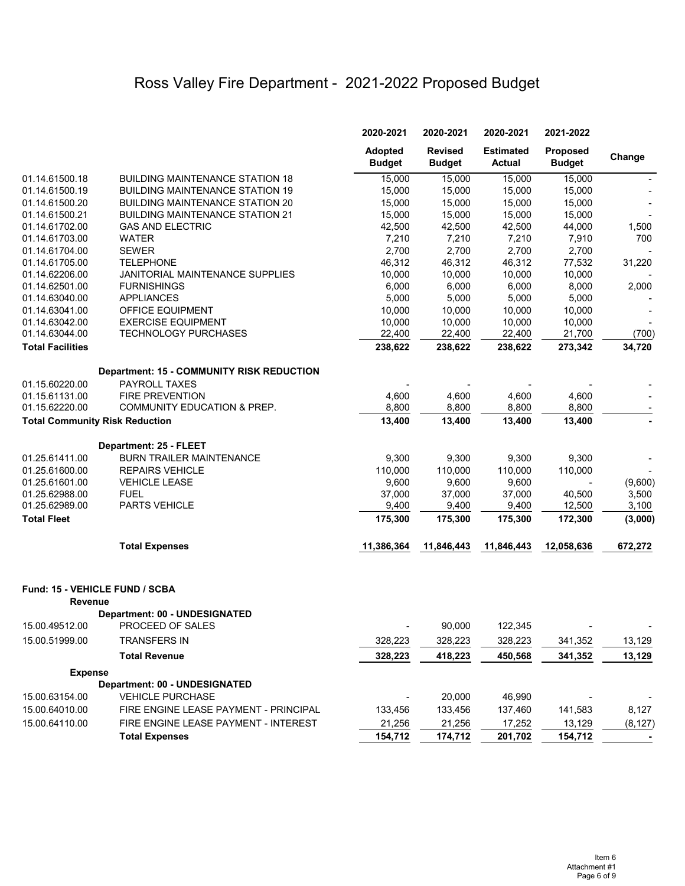# Ross Valley Fire Department - 2021-2022 Proposed Budget

| | | 2020-2021 Adopted Budget | 2020-2021 Revised Budget | 2020-2021 Estimated Actual | 2021-2022 Proposed Budget | Change |
|---|---|---|---|---|---|---|
| 01.14.61500.18 | BUILDING MAINTENANCE STATION 18 | 15,000 | 15,000 | 15,000 | 15,000 | - |
| 01.14.61500.19 | BUILDING MAINTENANCE STATION 19 | 15,000 | 15,000 | 15,000 | 15,000 | - |
| 01.14.61500.20 | BUILDING MAINTENANCE STATION 20 | 15,000 | 15,000 | 15,000 | 15,000 | - |
| 01.14.61500.21 | BUILDING MAINTENANCE STATION 21 | 15,000 | 15,000 | 15,000 | 15,000 | - |
| 01.14.61702.00 | GAS AND ELECTRIC | 42,500 | 42,500 | 42,500 | 44,000 | 1,500 |
| 01.14.61703.00 | WATER | 7,210 | 7,210 | 7,210 | 7,910 | 700 |
| 01.14.61704.00 | SEWER | 2,700 | 2,700 | 2,700 | 2,700 | - |
| 01.14.61705.00 | TELEPHONE | 46,312 | 46,312 | 46,312 | 77,532 | 31,220 |
| 01.14.62206.00 | JANITORIAL MAINTENANCE SUPPLIES | 10,000 | 10,000 | 10,000 | 10,000 | - |
| 01.14.62501.00 | FURNISHINGS | 6,000 | 6,000 | 6,000 | 8,000 | 2,000 |
| 01.14.63040.00 | APPLIANCES | 5,000 | 5,000 | 5,000 | 5,000 | - |
| 01.14.63041.00 | OFFICE EQUIPMENT | 10,000 | 10,000 | 10,000 | 10,000 | - |
| 01.14.63042.00 | EXERCISE EQUIPMENT | 10,000 | 10,000 | 10,000 | 10,000 | - |
| 01.14.63044.00 | TECHNOLOGY PURCHASES | 22,400 | 22,400 | 22,400 | 21,700 | (700) |
| **Total Facilities** | | **238,622** | **238,622** | **238,622** | **273,342** | **34,720** |
| | **Department: 15 - COMMUNITY RISK REDUCTION** | | | | | |
| 01.15.60220.00 | PAYROLL TAXES | - | - | - | - | - |
| 01.15.61131.00 | FIRE PREVENTION | 4,600 | 4,600 | 4,600 | 4,600 | - |
| 01.15.62220.00 | COMMUNITY EDUCATION & PREP. | 8,800 | 8,800 | 8,800 | 8,800 | - |
| **Total Community Risk Reduction** | | **13,400** | **13,400** | **13,400** | **13,400** | **-** |
| | **Department: 25 - FLEET** | | | | | |
| 01.25.61411.00 | BURN TRAILER MAINTENANCE | 9,300 | 9,300 | 9,300 | 9,300 | - |
| 01.25.61600.00 | REPAIRS VEHICLE | 110,000 | 110,000 | 110,000 | 110,000 | - |
| 01.25.61601.00 | VEHICLE LEASE | 9,600 | 9,600 | 9,600 | - | (9,600) |
| 01.25.62988.00 | FUEL | 37,000 | 37,000 | 37,000 | 40,500 | 3,500 |
| 01.25.62989.00 | PARTS VEHICLE | 9,400 | 9,400 | 9,400 | 12,500 | 3,100 |
| **Total Fleet** | | **175,300** | **175,300** | **175,300** | **172,300** | **(3,000)** |
| | **Total Expenses** | **11,386,364** | **11,846,443** | **11,846,443** | **12,058,636** | **672,272** |

**Fund: 15 - VEHICLE FUND / SCBA**

| | | 2020-2021 Adopted Budget | 2020-2021 Revised Budget | 2020-2021 Estimated Actual | 2021-2022 Proposed Budget | Change |
|---|---|---|---|---|---|---|
| **Revenue** | | | | | | |
| | **Department: 00 - UNDESIGNATED** | | | | | |
| 15.00.49512.00 | PROCEED OF SALES | - | 90,000 | 122,345 | - | - |
| 15.00.51999.00 | TRANSFERS IN | 328,223 | 328,223 | 328,223 | 341,352 | 13,129 |
| | **Total Revenue** | **328,223** | **418,223** | **450,568** | **341,352** | **13,129** |
| **Expense** | | | | | | |
| | **Department: 00 - UNDESIGNATED** | | | | | |
| 15.00.63154.00 | VEHICLE PURCHASE | - | 20,000 | 46,990 | - | - |
| 15.00.64010.00 | FIRE ENGINE LEASE PAYMENT - PRINCIPAL | 133,456 | 133,456 | 137,460 | 141,583 | 8,127 |
| 15.00.64110.00 | FIRE ENGINE LEASE PAYMENT - INTEREST | 21,256 | 21,256 | 17,252 | 13,129 | (8,127) |
| | **Total Expenses** | **154,712** | **174,712** | **201,702** | **154,712** | **-** |

Item 6
Attachment #1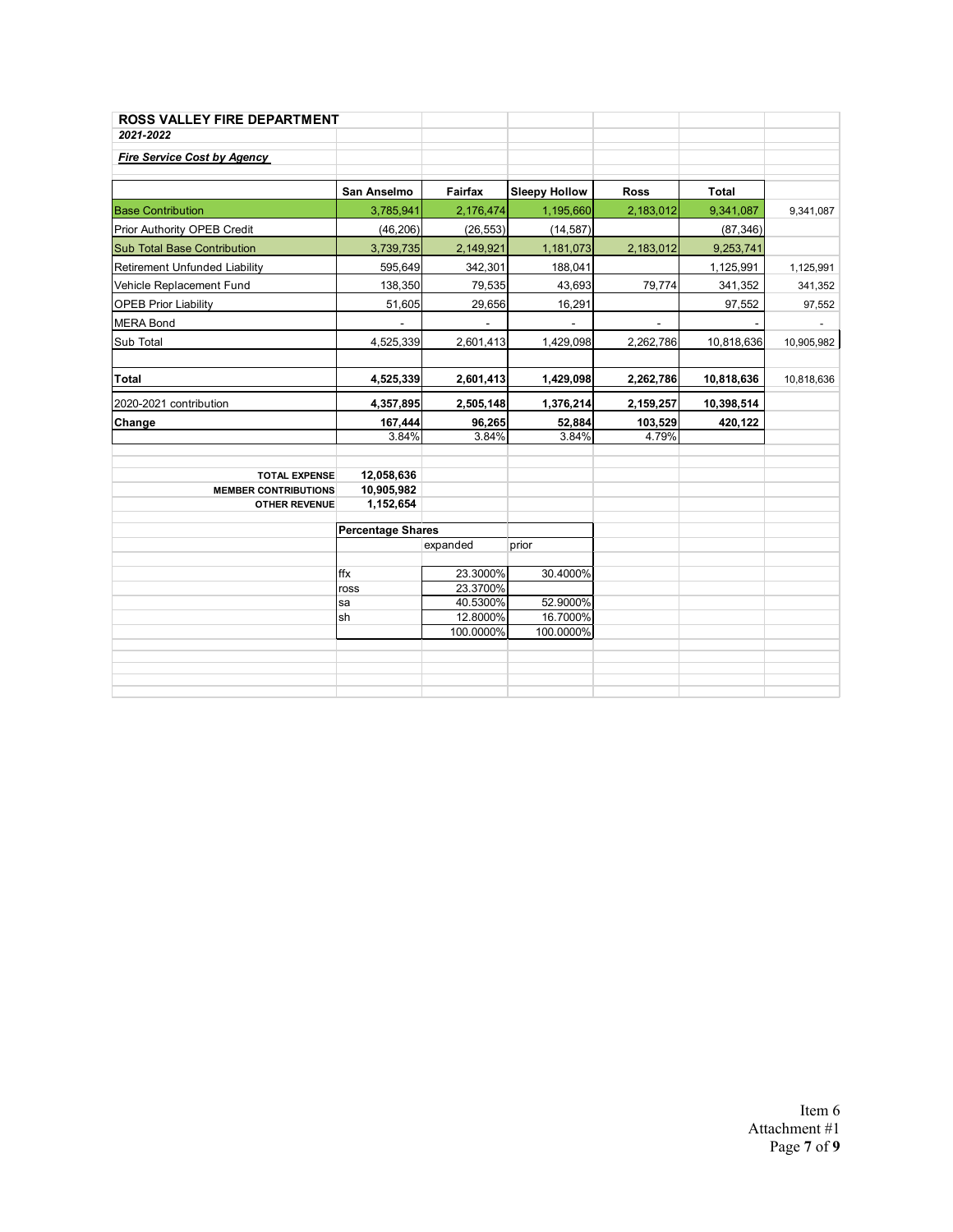## ROSS VALLEY FIRE DEPARTMENT

***2021-2022***

***Fire Service Cost by Agency***

| | San Anselmo | Fairfax | Sleepy Hollow | Ross | Total | |
|---|---|---|---|---|---|---|
| Base Contribution | 3,785,941 | 2,176,474 | 1,195,660 | 2,183,012 | 9,341,087 | 9,341,087 |
| Prior Authority OPEB Credit | (46,206) | (26,553) | (14,587) | | (87,346) | |
| Sub Total Base Contribution | 3,739,735 | 2,149,921 | 1,181,073 | 2,183,012 | 9,253,741 | |
| Retirement Unfunded Liability | 595,649 | 342,301 | 188,041 | | 1,125,991 | 1,125,991 |
| Vehicle Replacement Fund | 138,350 | 79,535 | 43,693 | 79,774 | 341,352 | 341,352 |
| OPEB Prior Liability | 51,605 | 29,656 | 16,291 | | 97,552 | 97,552 |
| MERA Bond | - | - | - | - | - | - |
| Sub Total | 4,525,339 | 2,601,413 | 1,429,098 | 2,262,786 | 10,818,636 | 10,905,982 |
| | | | | | | |
| **Total** | **4,525,339** | **2,601,413** | **1,429,098** | **2,262,786** | **10,818,636** | 10,818,636 |
| 2020-2021 contribution | **4,357,895** | **2,505,148** | **1,376,214** | **2,159,257** | **10,398,514** | |
| **Change** | **167,444** | **96,265** | **52,884** | **103,529** | **420,122** | |
| | 3.84% | 3.84% | 3.84% | 4.79% | | |

| | |
|---|---|
| **TOTAL EXPENSE** | **12,058,636** |
| **MEMBER CONTRIBUTIONS** | **10,905,982** |
| **OTHER REVENUE** | **1,152,654** |

**Percentage Shares**

| | expanded | prior |
|---|---|---|
| ffx | 23.3000% | 30.4000% |
| ross | 23.3700% | |
| sa | 40.5300% | 52.9000% |
| sh | 12.8000% | 16.7000% |
| | 100.0000% | 100.0000% |

Item 6
Attachment #1